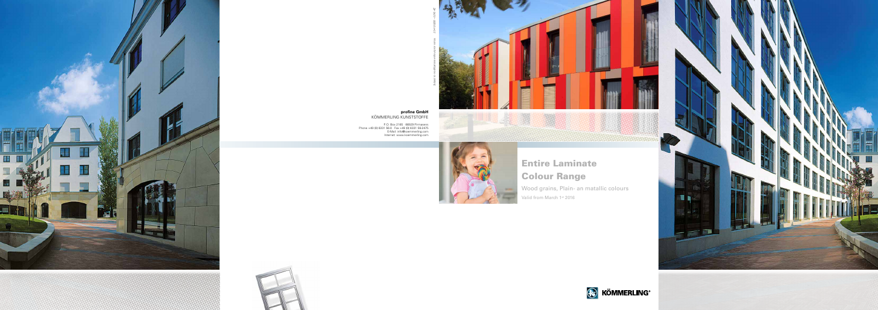**profine GmbH**
KÖMMERLING KUNSTSTOFFE

P.O. Box 2165 · 66929 Pirmasens
Phone +49 (0) 6331 56-0 · Fax +49 (0) 6331 56-2475
E-Mail: info@koemmerling.com
Internet: www.koemmerling.com

# Entire Laminate Colour Range

Wood grains, Plain- an matallic colours

Valid from March 1st 2016

KÖMMERLING®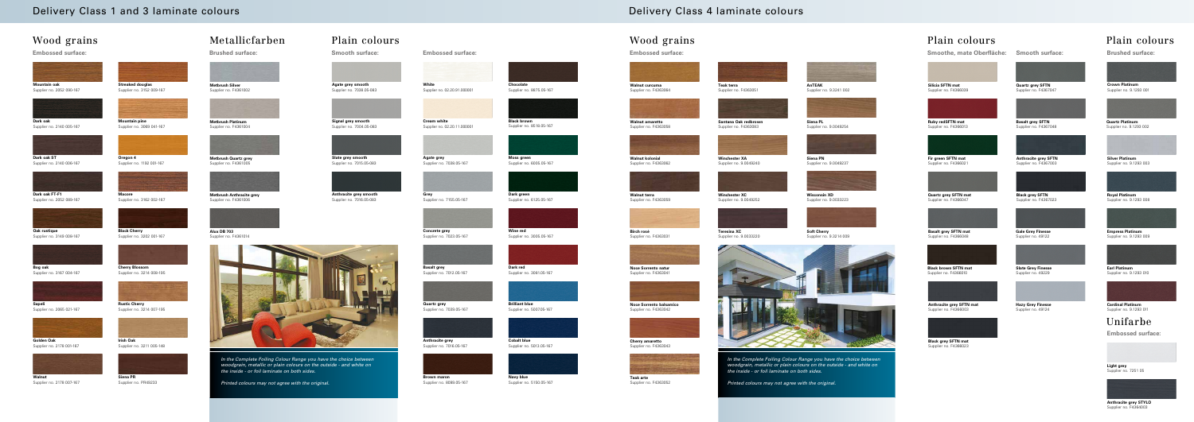# Delivery Class 1 and 3 laminate colours

## Wood grains

**Embossed surface:**

**Mountain oak**
Supplier no. 2052 090-167

**Dark oak**
Supplier no. 2140 005-167

**Dark oak ST**
Supplier no. 2140 006-167

**Dark oak FT-F1**
Supplier no. 2052 089-167

**Oak rustique**
Supplier no. 3149 008-167

**Bog oak**
Supplier no. 3167 004-167

**Sapeli**
Supplier no. 2065 021-167

**Golden Oak**
Supplier no. 2178 001-167

**Walnut**
Supplier no. 2178 007-167

**Streaked douglas**
Supplier no. 3152 009-167

**Mountain pine**
Supplier no. 3069 041-167

**Oregon 4**
Supplier no. 1192 001-167

**Macore**
Supplier no. 3162 002-167

**Black Cherry**
Supplier no. 3202 001-167

**Cherry Blossom**
Supplier no. 3214 008-195

**Rustic Cherry**
Supplier no. 3214 007-195

**Irish Oak**
Supplier no. 3211 005-168

**Siena PR**
Supplier no. PR49233

## Metallicfarben

**Brushed surface:**

**Metbrush Silver**
Supplier no. F436 1002

**Metbrush Platinum**
Supplier no. F436 1004

**Metbrush Quartz grey**
Supplier no. F436 1005

**Metbrush Anthracite grey**
Supplier no. F436 1006

**Alux DB 703**
Supplier no. F436 1014

## Plain colours

**Smooth surface:**

**Agate grey smooth**
Supplier no. 7038 05-083

**Signal grey smooth**
Supplier no. 7004 05-083

**Slate grey smooth**
Supplier no. 7015 05-083

**Anthracite grey smooth**
Supplier no. 7016 05-083

**Embossed surface:**

**White**
Supplier no. 02.20.91.000001

**Cream white**
Supplier no. 02.20.11.000001

**Agate grey**
Supplier no. 7038 05-167

**Grey**
Supplier no. 7155 05-167

**Concrete grey**
Supplier no. 7023 05-167

**Basalt grey**
Supplier no. 7012 05-167

**Quartz grey**
Supplier no. 7039 05-167

**Anthracite grey**
Supplier no. 7016 05-167

**Brown maron**
Supplier no. 8099 05-167

**Chocolate**
Supplier no. 8875 05-167

**Black brown**
Supplier no. 8518 05-167

**Moss green**
Supplier no. 6005 05-167

**Dark green**
Supplier no. 6125 05-167

**Wine red**
Supplier no. 3005 05-167

**Dark red**
Supplier no. 3081 05-167

**Brilliant blue**
Supplier no. 5007 05-167

**Cobalt blue**
Supplier no. 5013 05-167

**Navy blue**
Supplier no. 5150 05-167

*In the Complete Foiling Colour Range you have the choice between woodgrain, metallic or plain colours on the outside - and white on the inside - or foil laminate on both sides.*

*Printed colours may not agree with the original.*

# Delivery Class 4 laminate colours

## Wood grains

**Embossed surface:**

**Walnut curcuma**
Supplier no. F4362064

**Walnut amaretto**
Supplier no. F4362059

**Walnut kolonial**
Supplier no. F4362062

**Walnut terra**
Supplier no. F4362069

**Birch rosé**
Supplier no. F4362031

**Noce Sorrento natur**
Supplier no. F4362041

**Noce Sorrento balsamico**
Supplier no. F4362042

**Cherry amaretto**
Supplier no. F4362043

**Teak arte**
Supplier no. F4362052

**Teak terra**
Supplier no. F4362051

**Santana Oak redbrown**
Supplier no. F4362063

**Winchester XA**
Supplier no. 9.0049240

**Winchester XC**
Supplier no. 9.0049252

**Teresina XC**
Supplier no. 9.0033220

**AnTEAK**
Supplier no. 9.3241 002

**Siena PL**
Supplier no. 9.0049254

**Siena PN**
Supplier no. 9.0049237

**Wisconsin XD**
Supplier no. 9.0033223

**Soft Cherry**
Supplier no. 9.3214 009

*In the Complete Foiling Colour Range you have the choice between woodgrain, metallic or plain colours on the outside - and white on the inside - or foil laminate on both sides.*

*Printed colours may not agree with the original.*

## Plain colours

**Smoothe, mate Oberfläche:**

**Silicia SFTN mat**
Supplier no. F4366039

**Ruby redSFTN mat**
Supplier no. F4366013

**Fir green SFTN mat**
Supplier no. F4366021

**Quartz grey SFTN mat**
Supplier no. F4366047

**Basalt grey SFTN mat**
Supplier no. F4366048

**Black brown SFTN mat**
Supplier no. F4366010

**Anthracite grey SFTN mat**
Supplier no. F4366003

**Black grey SFTN mat**
Supplier no. F4366023

**Smooth surface:**

**Quartz grey SFTN**
Supplier no. F4367047

**Basalt grey SFTN**
Supplier no. F4367048

**Anthracite grey SFTN**
Supplier no. F4367003

**Black grey SFTN**
Supplier no. F4367023

**Gale Grey Finesse**
Supplier no. 49122

**Slate Grey Finesse**
Supplier no. 49229

**Hazy Grey Finesse**
Supplier no. 49124

## Plain colours

**Brushed surface:**

**Crown Platinum**
Supplier no. 9.1293 001

**Quartz Platinum**
Supplier no. 9.1293 002

**Silver Platinum**
Supplier no. 9.1293 003

**Royal Platinum**
Supplier no. 9.1293 008

**Empress Platinum**
Supplier no. 9.1293 009

**Earl Platinum**
Supplier no. 9.1293 010

**Cardinal Platinum**
Supplier no. 9.1293 011

## Unifarbe

**Embossed surface:**

**Light grey**
Supplier no. 7251 05

**Anthracite grey STYLO**
Supplier no. F4364003